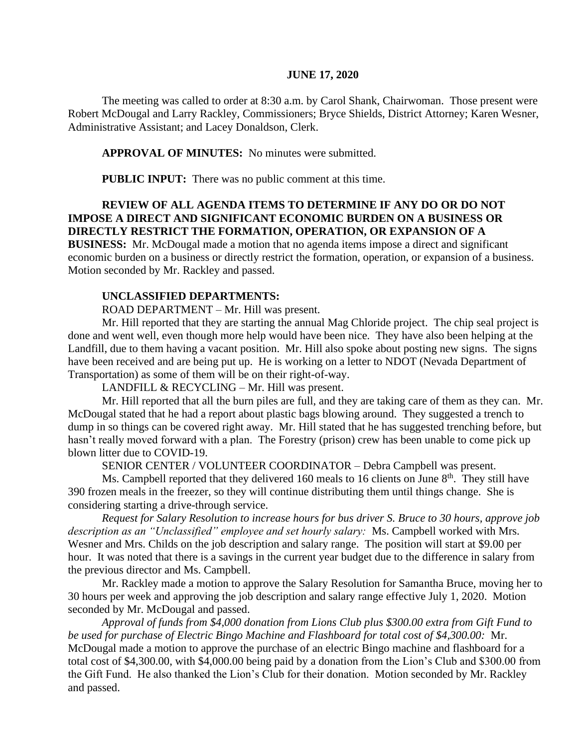**JUNE 17, 2020**

The meeting was called to order at 8:30 a.m. by Carol Shank, Chairwoman. Those present were Robert McDougal and Larry Rackley, Commissioners; Bryce Shields, District Attorney; Karen Wesner, Administrative Assistant; and Lacey Donaldson, Clerk.

**APPROVAL OF MINUTES:** No minutes were submitted.

**PUBLIC INPUT:** There was no public comment at this time.

**REVIEW OF ALL AGENDA ITEMS TO DETERMINE IF ANY DO OR DO NOT IMPOSE A DIRECT AND SIGNIFICANT ECONOMIC BURDEN ON A BUSINESS OR DIRECTLY RESTRICT THE FORMATION, OPERATION, OR EXPANSION OF A BUSINESS:** Mr. McDougal made a motion that no agenda items impose a direct and significant economic burden on a business or directly restrict the formation, operation, or expansion of a business. Motion seconded by Mr. Rackley and passed.

**UNCLASSIFIED DEPARTMENTS:**

ROAD DEPARTMENT – Mr. Hill was present.

Mr. Hill reported that they are starting the annual Mag Chloride project. The chip seal project is done and went well, even though more help would have been nice. They have also been helping at the Landfill, due to them having a vacant position. Mr. Hill also spoke about posting new signs. The signs have been received and are being put up. He is working on a letter to NDOT (Nevada Department of Transportation) as some of them will be on their right-of-way.

LANDFILL & RECYCLING – Mr. Hill was present.

Mr. Hill reported that all the burn piles are full, and they are taking care of them as they can. Mr. McDougal stated that he had a report about plastic bags blowing around. They suggested a trench to dump in so things can be covered right away. Mr. Hill stated that he has suggested trenching before, but hasn't really moved forward with a plan. The Forestry (prison) crew has been unable to come pick up blown litter due to COVID-19.

SENIOR CENTER / VOLUNTEER COORDINATOR – Debra Campbell was present.

Ms. Campbell reported that they delivered 160 meals to 16 clients on June 8th. They still have 390 frozen meals in the freezer, so they will continue distributing them until things change. She is considering starting a drive-through service.

*Request for Salary Resolution to increase hours for bus driver S. Bruce to 30 hours, approve job description as an "Unclassified" employee and set hourly salary:* Ms. Campbell worked with Mrs. Wesner and Mrs. Childs on the job description and salary range. The position will start at $9.00 per hour. It was noted that there is a savings in the current year budget due to the difference in salary from the previous director and Ms. Campbell.

Mr. Rackley made a motion to approve the Salary Resolution for Samantha Bruce, moving her to 30 hours per week and approving the job description and salary range effective July 1, 2020. Motion seconded by Mr. McDougal and passed.

*Approval of funds from $4,000 donation from Lions Club plus $300.00 extra from Gift Fund to be used for purchase of Electric Bingo Machine and Flashboard for total cost of $4,300.00:* Mr. McDougal made a motion to approve the purchase of an electric Bingo machine and flashboard for a total cost of $4,300.00, with $4,000.00 being paid by a donation from the Lion's Club and $300.00 from the Gift Fund. He also thanked the Lion's Club for their donation. Motion seconded by Mr. Rackley and passed.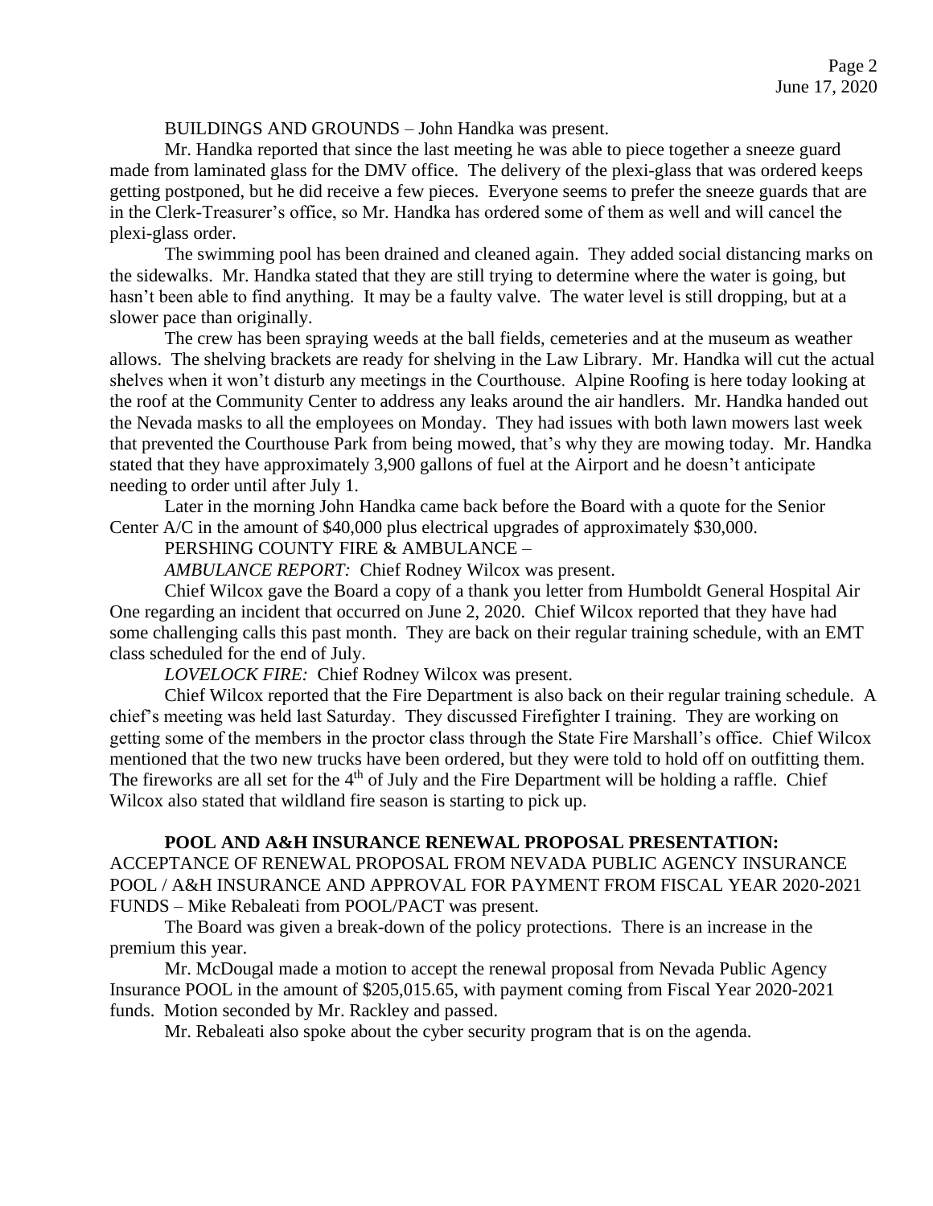BUILDINGS AND GROUNDS – John Handka was present.

Mr. Handka reported that since the last meeting he was able to piece together a sneeze guard made from laminated glass for the DMV office. The delivery of the plexi-glass that was ordered keeps getting postponed, but he did receive a few pieces. Everyone seems to prefer the sneeze guards that are in the Clerk-Treasurer's office, so Mr. Handka has ordered some of them as well and will cancel the plexi-glass order.

The swimming pool has been drained and cleaned again. They added social distancing marks on the sidewalks. Mr. Handka stated that they are still trying to determine where the water is going, but hasn't been able to find anything. It may be a faulty valve. The water level is still dropping, but at a slower pace than originally.

The crew has been spraying weeds at the ball fields, cemeteries and at the museum as weather allows. The shelving brackets are ready for shelving in the Law Library. Mr. Handka will cut the actual shelves when it won't disturb any meetings in the Courthouse. Alpine Roofing is here today looking at the roof at the Community Center to address any leaks around the air handlers. Mr. Handka handed out the Nevada masks to all the employees on Monday. They had issues with both lawn mowers last week that prevented the Courthouse Park from being mowed, that's why they are mowing today. Mr. Handka stated that they have approximately 3,900 gallons of fuel at the Airport and he doesn't anticipate needing to order until after July 1.

Later in the morning John Handka came back before the Board with a quote for the Senior Center A/C in the amount of $40,000 plus electrical upgrades of approximately $30,000.

PERSHING COUNTY FIRE & AMBULANCE –

*AMBULANCE REPORT:* Chief Rodney Wilcox was present.

Chief Wilcox gave the Board a copy of a thank you letter from Humboldt General Hospital Air One regarding an incident that occurred on June 2, 2020. Chief Wilcox reported that they have had some challenging calls this past month. They are back on their regular training schedule, with an EMT class scheduled for the end of July.

*LOVELOCK FIRE:* Chief Rodney Wilcox was present.

Chief Wilcox reported that the Fire Department is also back on their regular training schedule. A chief's meeting was held last Saturday. They discussed Firefighter I training. They are working on getting some of the members in the proctor class through the State Fire Marshall's office. Chief Wilcox mentioned that the two new trucks have been ordered, but they were told to hold off on outfitting them. The fireworks are all set for the 4th of July and the Fire Department will be holding a raffle. Chief Wilcox also stated that wildland fire season is starting to pick up.

**POOL AND A&H INSURANCE RENEWAL PROPOSAL PRESENTATION:** ACCEPTANCE OF RENEWAL PROPOSAL FROM NEVADA PUBLIC AGENCY INSURANCE POOL / A&H INSURANCE AND APPROVAL FOR PAYMENT FROM FISCAL YEAR 2020-2021 FUNDS – Mike Rebaleati from POOL/PACT was present.

The Board was given a break-down of the policy protections. There is an increase in the premium this year.

Mr. McDougal made a motion to accept the renewal proposal from Nevada Public Agency Insurance POOL in the amount of $205,015.65, with payment coming from Fiscal Year 2020-2021 funds. Motion seconded by Mr. Rackley and passed.

Mr. Rebaleati also spoke about the cyber security program that is on the agenda.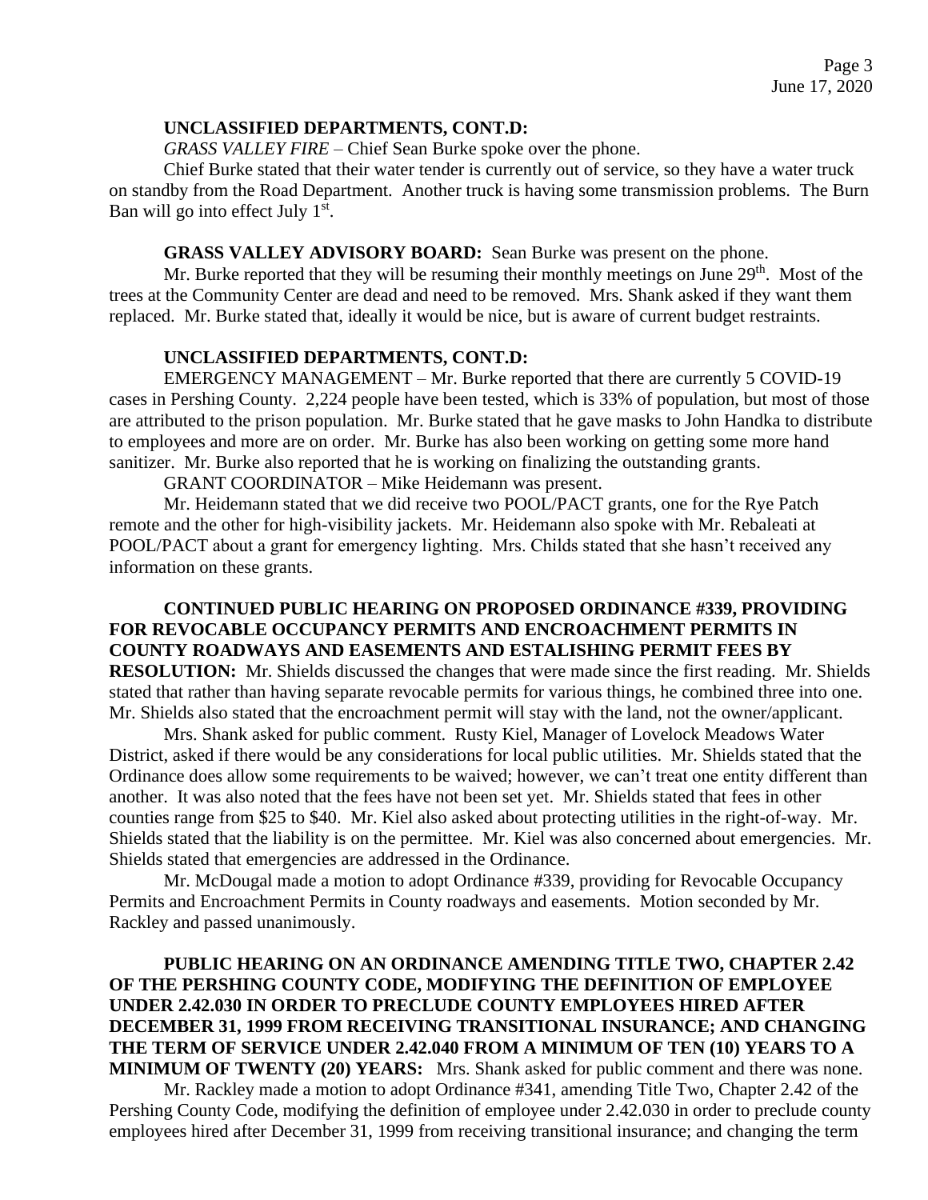**UNCLASSIFIED DEPARTMENTS, CONT.D:**

*GRASS VALLEY FIRE* – Chief Sean Burke spoke over the phone.

Chief Burke stated that their water tender is currently out of service, so they have a water truck on standby from the Road Department. Another truck is having some transmission problems. The Burn Ban will go into effect July 1st.

**GRASS VALLEY ADVISORY BOARD:** Sean Burke was present on the phone.

Mr. Burke reported that they will be resuming their monthly meetings on June 29th. Most of the trees at the Community Center are dead and need to be removed. Mrs. Shank asked if they want them replaced. Mr. Burke stated that, ideally it would be nice, but is aware of current budget restraints.

**UNCLASSIFIED DEPARTMENTS, CONT.D:**

EMERGENCY MANAGEMENT – Mr. Burke reported that there are currently 5 COVID-19 cases in Pershing County. 2,224 people have been tested, which is 33% of population, but most of those are attributed to the prison population. Mr. Burke stated that he gave masks to John Handka to distribute to employees and more are on order. Mr. Burke has also been working on getting some more hand sanitizer. Mr. Burke also reported that he is working on finalizing the outstanding grants.

GRANT COORDINATOR – Mike Heidemann was present.

Mr. Heidemann stated that we did receive two POOL/PACT grants, one for the Rye Patch remote and the other for high-visibility jackets. Mr. Heidemann also spoke with Mr. Rebaleati at POOL/PACT about a grant for emergency lighting. Mrs. Childs stated that she hasn't received any information on these grants.

**CONTINUED PUBLIC HEARING ON PROPOSED ORDINANCE #339, PROVIDING FOR REVOCABLE OCCUPANCY PERMITS AND ENCROACHMENT PERMITS IN COUNTY ROADWAYS AND EASEMENTS AND ESTALISHING PERMIT FEES BY RESOLUTION:** Mr. Shields discussed the changes that were made since the first reading. Mr. Shields stated that rather than having separate revocable permits for various things, he combined three into one. Mr. Shields also stated that the encroachment permit will stay with the land, not the owner/applicant.

Mrs. Shank asked for public comment. Rusty Kiel, Manager of Lovelock Meadows Water District, asked if there would be any considerations for local public utilities. Mr. Shields stated that the Ordinance does allow some requirements to be waived; however, we can't treat one entity different than another. It was also noted that the fees have not been set yet. Mr. Shields stated that fees in other counties range from $25 to $40. Mr. Kiel also asked about protecting utilities in the right-of-way. Mr. Shields stated that the liability is on the permittee. Mr. Kiel was also concerned about emergencies. Mr. Shields stated that emergencies are addressed in the Ordinance.

Mr. McDougal made a motion to adopt Ordinance #339, providing for Revocable Occupancy Permits and Encroachment Permits in County roadways and easements. Motion seconded by Mr. Rackley and passed unanimously.

**PUBLIC HEARING ON AN ORDINANCE AMENDING TITLE TWO, CHAPTER 2.42 OF THE PERSHING COUNTY CODE, MODIFYING THE DEFINITION OF EMPLOYEE UNDER 2.42.030 IN ORDER TO PRECLUDE COUNTY EMPLOYEES HIRED AFTER DECEMBER 31, 1999 FROM RECEIVING TRANSITIONAL INSURANCE; AND CHANGING THE TERM OF SERVICE UNDER 2.42.040 FROM A MINIMUM OF TEN (10) YEARS TO A MINIMUM OF TWENTY (20) YEARS:** Mrs. Shank asked for public comment and there was none.

Mr. Rackley made a motion to adopt Ordinance #341, amending Title Two, Chapter 2.42 of the Pershing County Code, modifying the definition of employee under 2.42.030 in order to preclude county employees hired after December 31, 1999 from receiving transitional insurance; and changing the term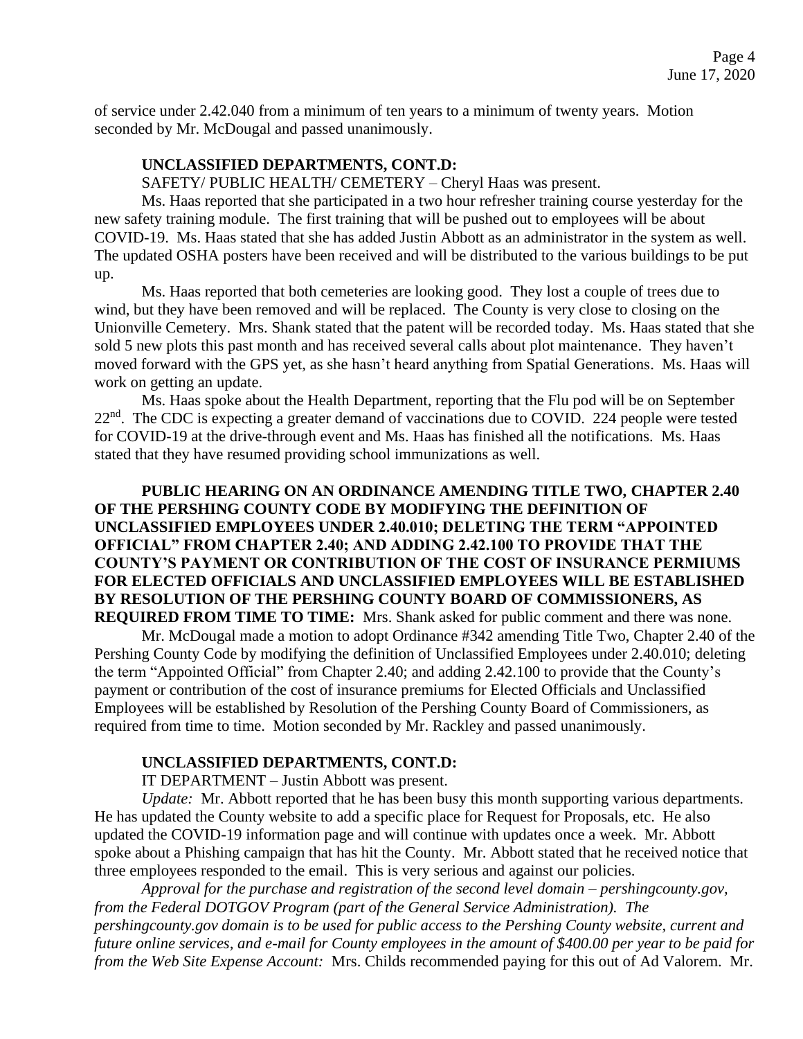of service under 2.42.040 from a minimum of ten years to a minimum of twenty years. Motion seconded by Mr. McDougal and passed unanimously.

**UNCLASSIFIED DEPARTMENTS, CONT.D:**

SAFETY/ PUBLIC HEALTH/ CEMETERY – Cheryl Haas was present.

Ms. Haas reported that she participated in a two hour refresher training course yesterday for the new safety training module. The first training that will be pushed out to employees will be about COVID-19. Ms. Haas stated that she has added Justin Abbott as an administrator in the system as well. The updated OSHA posters have been received and will be distributed to the various buildings to be put up.

Ms. Haas reported that both cemeteries are looking good. They lost a couple of trees due to wind, but they have been removed and will be replaced. The County is very close to closing on the Unionville Cemetery. Mrs. Shank stated that the patent will be recorded today. Ms. Haas stated that she sold 5 new plots this past month and has received several calls about plot maintenance. They haven't moved forward with the GPS yet, as she hasn't heard anything from Spatial Generations. Ms. Haas will work on getting an update.

Ms. Haas spoke about the Health Department, reporting that the Flu pod will be on September 22nd. The CDC is expecting a greater demand of vaccinations due to COVID. 224 people were tested for COVID-19 at the drive-through event and Ms. Haas has finished all the notifications. Ms. Haas stated that they have resumed providing school immunizations as well.

**PUBLIC HEARING ON AN ORDINANCE AMENDING TITLE TWO, CHAPTER 2.40 OF THE PERSHING COUNTY CODE BY MODIFYING THE DEFINITION OF UNCLASSIFIED EMPLOYEES UNDER 2.40.010; DELETING THE TERM "APPOINTED OFFICIAL" FROM CHAPTER 2.40; AND ADDING 2.42.100 TO PROVIDE THAT THE COUNTY'S PAYMENT OR CONTRIBUTION OF THE COST OF INSURANCE PERMIUMS FOR ELECTED OFFICIALS AND UNCLASSIFIED EMPLOYEES WILL BE ESTABLISHED BY RESOLUTION OF THE PERSHING COUNTY BOARD OF COMMISSIONERS, AS REQUIRED FROM TIME TO TIME:** Mrs. Shank asked for public comment and there was none.

Mr. McDougal made a motion to adopt Ordinance #342 amending Title Two, Chapter 2.40 of the Pershing County Code by modifying the definition of Unclassified Employees under 2.40.010; deleting the term "Appointed Official" from Chapter 2.40; and adding 2.42.100 to provide that the County's payment or contribution of the cost of insurance premiums for Elected Officials and Unclassified Employees will be established by Resolution of the Pershing County Board of Commissioners, as required from time to time. Motion seconded by Mr. Rackley and passed unanimously.

**UNCLASSIFIED DEPARTMENTS, CONT.D:**

IT DEPARTMENT – Justin Abbott was present.

*Update:* Mr. Abbott reported that he has been busy this month supporting various departments. He has updated the County website to add a specific place for Request for Proposals, etc. He also updated the COVID-19 information page and will continue with updates once a week. Mr. Abbott spoke about a Phishing campaign that has hit the County. Mr. Abbott stated that he received notice that three employees responded to the email. This is very serious and against our policies.

*Approval for the purchase and registration of the second level domain – pershingcounty.gov, from the Federal DOTGOV Program (part of the General Service Administration). The pershingcounty.gov domain is to be used for public access to the Pershing County website, current and future online services, and e-mail for County employees in the amount of $400.00 per year to be paid for from the Web Site Expense Account:* Mrs. Childs recommended paying for this out of Ad Valorem. Mr.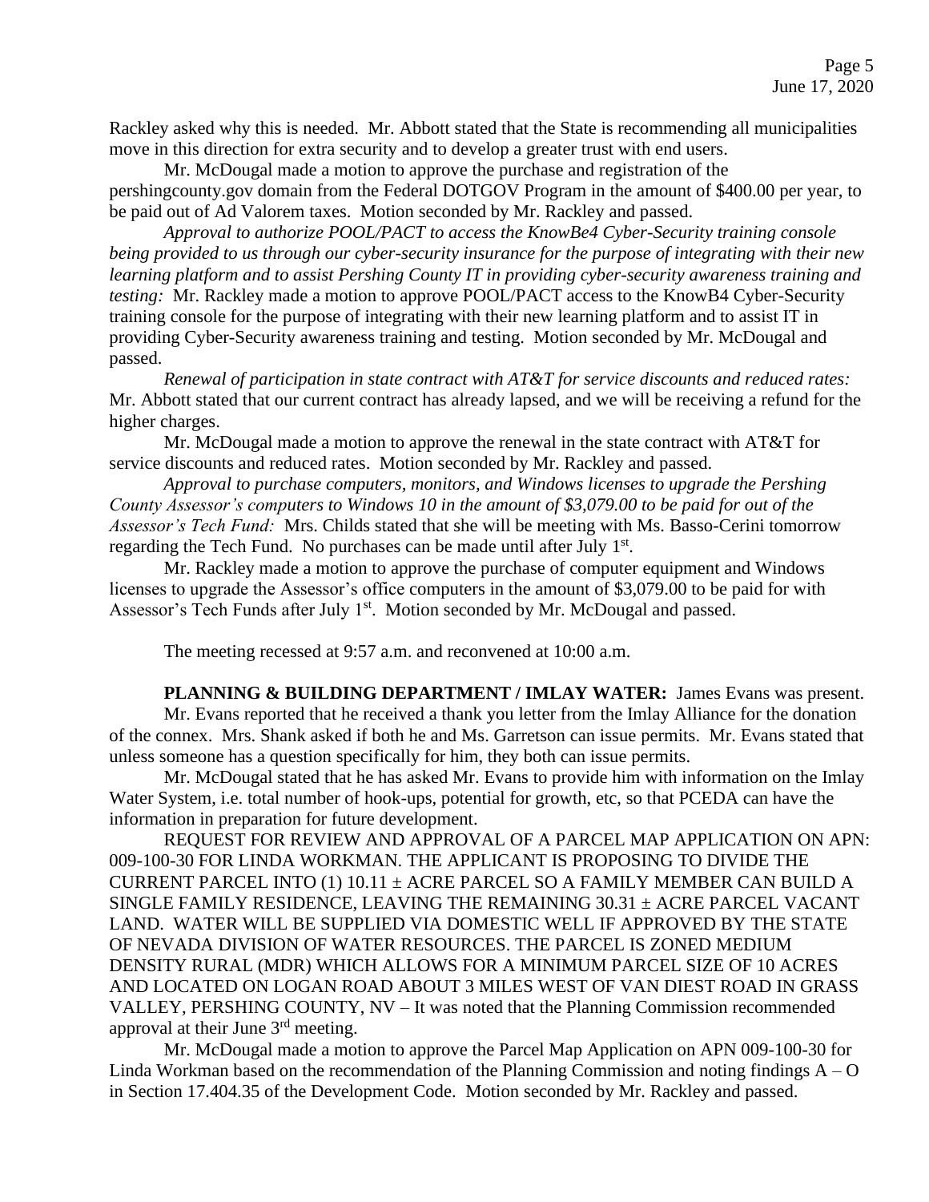Rackley asked why this is needed. Mr. Abbott stated that the State is recommending all municipalities move in this direction for extra security and to develop a greater trust with end users.

Mr. McDougal made a motion to approve the purchase and registration of the pershingcounty.gov domain from the Federal DOTGOV Program in the amount of $400.00 per year, to be paid out of Ad Valorem taxes. Motion seconded by Mr. Rackley and passed.

*Approval to authorize POOL/PACT to access the KnowBe4 Cyber-Security training console being provided to us through our cyber-security insurance for the purpose of integrating with their new learning platform and to assist Pershing County IT in providing cyber-security awareness training and testing:* Mr. Rackley made a motion to approve POOL/PACT access to the KnowB4 Cyber-Security training console for the purpose of integrating with their new learning platform and to assist IT in providing Cyber-Security awareness training and testing. Motion seconded by Mr. McDougal and passed.

*Renewal of participation in state contract with AT&T for service discounts and reduced rates:* Mr. Abbott stated that our current contract has already lapsed, and we will be receiving a refund for the higher charges.

Mr. McDougal made a motion to approve the renewal in the state contract with AT&T for service discounts and reduced rates. Motion seconded by Mr. Rackley and passed.

*Approval to purchase computers, monitors, and Windows licenses to upgrade the Pershing County Assessor's computers to Windows 10 in the amount of $3,079.00 to be paid for out of the Assessor's Tech Fund:* Mrs. Childs stated that she will be meeting with Ms. Basso-Cerini tomorrow regarding the Tech Fund. No purchases can be made until after July 1st.

Mr. Rackley made a motion to approve the purchase of computer equipment and Windows licenses to upgrade the Assessor's office computers in the amount of $3,079.00 to be paid for with Assessor's Tech Funds after July 1st. Motion seconded by Mr. McDougal and passed.

The meeting recessed at 9:57 a.m. and reconvened at 10:00 a.m.

**PLANNING & BUILDING DEPARTMENT / IMLAY WATER:** James Evans was present.

Mr. Evans reported that he received a thank you letter from the Imlay Alliance for the donation of the connex. Mrs. Shank asked if both he and Ms. Garretson can issue permits. Mr. Evans stated that unless someone has a question specifically for him, they both can issue permits.

Mr. McDougal stated that he has asked Mr. Evans to provide him with information on the Imlay Water System, i.e. total number of hook-ups, potential for growth, etc, so that PCEDA can have the information in preparation for future development.

REQUEST FOR REVIEW AND APPROVAL OF A PARCEL MAP APPLICATION ON APN: 009-100-30 FOR LINDA WORKMAN. THE APPLICANT IS PROPOSING TO DIVIDE THE CURRENT PARCEL INTO (1) 10.11 ± ACRE PARCEL SO A FAMILY MEMBER CAN BUILD A SINGLE FAMILY RESIDENCE, LEAVING THE REMAINING 30.31 ± ACRE PARCEL VACANT LAND. WATER WILL BE SUPPLIED VIA DOMESTIC WELL IF APPROVED BY THE STATE OF NEVADA DIVISION OF WATER RESOURCES. THE PARCEL IS ZONED MEDIUM DENSITY RURAL (MDR) WHICH ALLOWS FOR A MINIMUM PARCEL SIZE OF 10 ACRES AND LOCATED ON LOGAN ROAD ABOUT 3 MILES WEST OF VAN DIEST ROAD IN GRASS VALLEY, PERSHING COUNTY, NV – It was noted that the Planning Commission recommended approval at their June 3rd meeting.

Mr. McDougal made a motion to approve the Parcel Map Application on APN 009-100-30 for Linda Workman based on the recommendation of the Planning Commission and noting findings A – O in Section 17.404.35 of the Development Code. Motion seconded by Mr. Rackley and passed.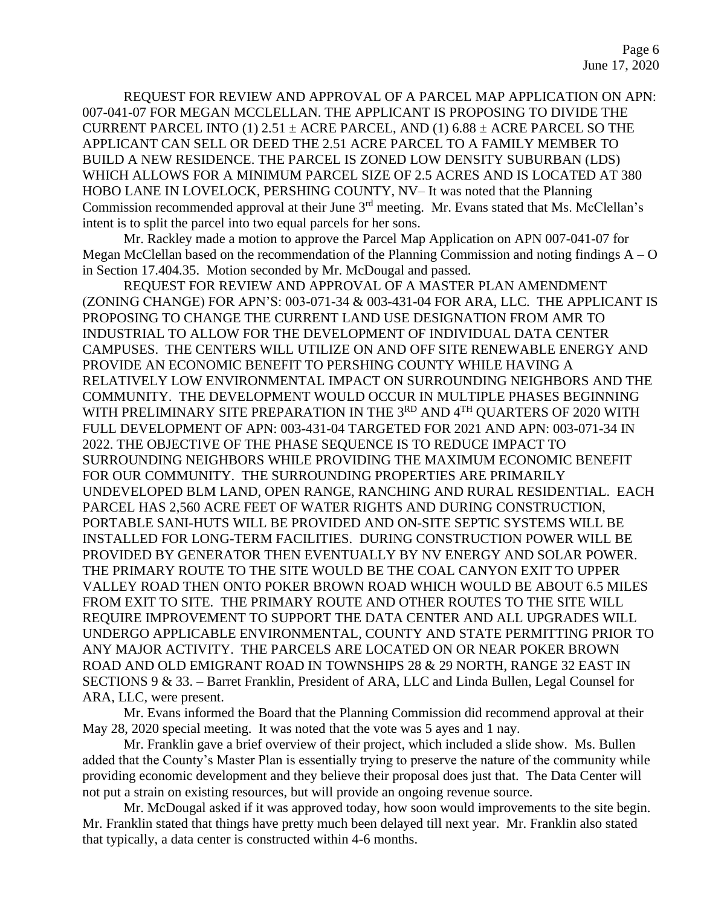REQUEST FOR REVIEW AND APPROVAL OF A PARCEL MAP APPLICATION ON APN: 007-041-07 FOR MEGAN MCCLELLAN. THE APPLICANT IS PROPOSING TO DIVIDE THE CURRENT PARCEL INTO (1) 2.51 ± ACRE PARCEL, AND (1) 6.88 ± ACRE PARCEL SO THE APPLICANT CAN SELL OR DEED THE 2.51 ACRE PARCEL TO A FAMILY MEMBER TO BUILD A NEW RESIDENCE. THE PARCEL IS ZONED LOW DENSITY SUBURBAN (LDS) WHICH ALLOWS FOR A MINIMUM PARCEL SIZE OF 2.5 ACRES AND IS LOCATED AT 380 HOBO LANE IN LOVELOCK, PERSHING COUNTY, NV– It was noted that the Planning Commission recommended approval at their June 3rd meeting. Mr. Evans stated that Ms. McClellan's intent is to split the parcel into two equal parcels for her sons.

Mr. Rackley made a motion to approve the Parcel Map Application on APN 007-041-07 for Megan McClellan based on the recommendation of the Planning Commission and noting findings A – O in Section 17.404.35. Motion seconded by Mr. McDougal and passed.

REQUEST FOR REVIEW AND APPROVAL OF A MASTER PLAN AMENDMENT (ZONING CHANGE) FOR APN'S: 003-071-34 & 003-431-04 FOR ARA, LLC. THE APPLICANT IS PROPOSING TO CHANGE THE CURRENT LAND USE DESIGNATION FROM AMR TO INDUSTRIAL TO ALLOW FOR THE DEVELOPMENT OF INDIVIDUAL DATA CENTER CAMPUSES. THE CENTERS WILL UTILIZE ON AND OFF SITE RENEWABLE ENERGY AND PROVIDE AN ECONOMIC BENEFIT TO PERSHING COUNTY WHILE HAVING A RELATIVELY LOW ENVIRONMENTAL IMPACT ON SURROUNDING NEIGHBORS AND THE COMMUNITY. THE DEVELOPMENT WOULD OCCUR IN MULTIPLE PHASES BEGINNING WITH PRELIMINARY SITE PREPARATION IN THE 3RD AND 4TH QUARTERS OF 2020 WITH FULL DEVELOPMENT OF APN: 003-431-04 TARGETED FOR 2021 AND APN: 003-071-34 IN 2022. THE OBJECTIVE OF THE PHASE SEQUENCE IS TO REDUCE IMPACT TO SURROUNDING NEIGHBORS WHILE PROVIDING THE MAXIMUM ECONOMIC BENEFIT FOR OUR COMMUNITY. THE SURROUNDING PROPERTIES ARE PRIMARILY UNDEVELOPED BLM LAND, OPEN RANGE, RANCHING AND RURAL RESIDENTIAL. EACH PARCEL HAS 2,560 ACRE FEET OF WATER RIGHTS AND DURING CONSTRUCTION, PORTABLE SANI-HUTS WILL BE PROVIDED AND ON-SITE SEPTIC SYSTEMS WILL BE INSTALLED FOR LONG-TERM FACILITIES. DURING CONSTRUCTION POWER WILL BE PROVIDED BY GENERATOR THEN EVENTUALLY BY NV ENERGY AND SOLAR POWER. THE PRIMARY ROUTE TO THE SITE WOULD BE THE COAL CANYON EXIT TO UPPER VALLEY ROAD THEN ONTO POKER BROWN ROAD WHICH WOULD BE ABOUT 6.5 MILES FROM EXIT TO SITE. THE PRIMARY ROUTE AND OTHER ROUTES TO THE SITE WILL REQUIRE IMPROVEMENT TO SUPPORT THE DATA CENTER AND ALL UPGRADES WILL UNDERGO APPLICABLE ENVIRONMENTAL, COUNTY AND STATE PERMITTING PRIOR TO ANY MAJOR ACTIVITY. THE PARCELS ARE LOCATED ON OR NEAR POKER BROWN ROAD AND OLD EMIGRANT ROAD IN TOWNSHIPS 28 & 29 NORTH, RANGE 32 EAST IN SECTIONS 9 & 33. – Barret Franklin, President of ARA, LLC and Linda Bullen, Legal Counsel for ARA, LLC, were present.

Mr. Evans informed the Board that the Planning Commission did recommend approval at their May 28, 2020 special meeting. It was noted that the vote was 5 ayes and 1 nay.

Mr. Franklin gave a brief overview of their project, which included a slide show. Ms. Bullen added that the County's Master Plan is essentially trying to preserve the nature of the community while providing economic development and they believe their proposal does just that. The Data Center will not put a strain on existing resources, but will provide an ongoing revenue source.

Mr. McDougal asked if it was approved today, how soon would improvements to the site begin. Mr. Franklin stated that things have pretty much been delayed till next year. Mr. Franklin also stated that typically, a data center is constructed within 4-6 months.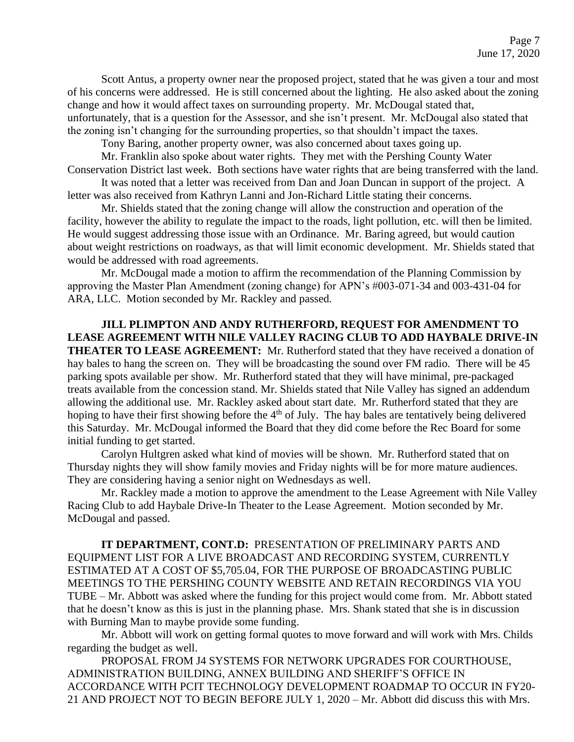Scott Antus, a property owner near the proposed project, stated that he was given a tour and most of his concerns were addressed. He is still concerned about the lighting. He also asked about the zoning change and how it would affect taxes on surrounding property. Mr. McDougal stated that, unfortunately, that is a question for the Assessor, and she isn't present. Mr. McDougal also stated that the zoning isn't changing for the surrounding properties, so that shouldn't impact the taxes.

Tony Baring, another property owner, was also concerned about taxes going up.

Mr. Franklin also spoke about water rights. They met with the Pershing County Water Conservation District last week. Both sections have water rights that are being transferred with the land.

It was noted that a letter was received from Dan and Joan Duncan in support of the project. A letter was also received from Kathryn Lanni and Jon-Richard Little stating their concerns.

Mr. Shields stated that the zoning change will allow the construction and operation of the facility, however the ability to regulate the impact to the roads, light pollution, etc. will then be limited. He would suggest addressing those issue with an Ordinance. Mr. Baring agreed, but would caution about weight restrictions on roadways, as that will limit economic development. Mr. Shields stated that would be addressed with road agreements.

Mr. McDougal made a motion to affirm the recommendation of the Planning Commission by approving the Master Plan Amendment (zoning change) for APN's #003-071-34 and 003-431-04 for ARA, LLC. Motion seconded by Mr. Rackley and passed.

**JILL PLIMPTON AND ANDY RUTHERFORD, REQUEST FOR AMENDMENT TO LEASE AGREEMENT WITH NILE VALLEY RACING CLUB TO ADD HAYBALE DRIVE-IN THEATER TO LEASE AGREEMENT:** Mr. Rutherford stated that they have received a donation of hay bales to hang the screen on. They will be broadcasting the sound over FM radio. There will be 45 parking spots available per show. Mr. Rutherford stated that they will have minimal, pre-packaged treats available from the concession stand. Mr. Shields stated that Nile Valley has signed an addendum allowing the additional use. Mr. Rackley asked about start date. Mr. Rutherford stated that they are hoping to have their first showing before the 4th of July. The hay bales are tentatively being delivered this Saturday. Mr. McDougal informed the Board that they did come before the Rec Board for some initial funding to get started.

Carolyn Hultgren asked what kind of movies will be shown. Mr. Rutherford stated that on Thursday nights they will show family movies and Friday nights will be for more mature audiences. They are considering having a senior night on Wednesdays as well.

Mr. Rackley made a motion to approve the amendment to the Lease Agreement with Nile Valley Racing Club to add Haybale Drive-In Theater to the Lease Agreement. Motion seconded by Mr. McDougal and passed.

**IT DEPARTMENT, CONT.D:** PRESENTATION OF PRELIMINARY PARTS AND EQUIPMENT LIST FOR A LIVE BROADCAST AND RECORDING SYSTEM, CURRENTLY ESTIMATED AT A COST OF $5,705.04, FOR THE PURPOSE OF BROADCASTING PUBLIC MEETINGS TO THE PERSHING COUNTY WEBSITE AND RETAIN RECORDINGS VIA YOU TUBE – Mr. Abbott was asked where the funding for this project would come from. Mr. Abbott stated that he doesn't know as this is just in the planning phase. Mrs. Shank stated that she is in discussion with Burning Man to maybe provide some funding.

Mr. Abbott will work on getting formal quotes to move forward and will work with Mrs. Childs regarding the budget as well.

PROPOSAL FROM J4 SYSTEMS FOR NETWORK UPGRADES FOR COURTHOUSE, ADMINISTRATION BUILDING, ANNEX BUILDING AND SHERIFF'S OFFICE IN ACCORDANCE WITH PCIT TECHNOLOGY DEVELOPMENT ROADMAP TO OCCUR IN FY20-21 AND PROJECT NOT TO BEGIN BEFORE JULY 1, 2020 – Mr. Abbott did discuss this with Mrs.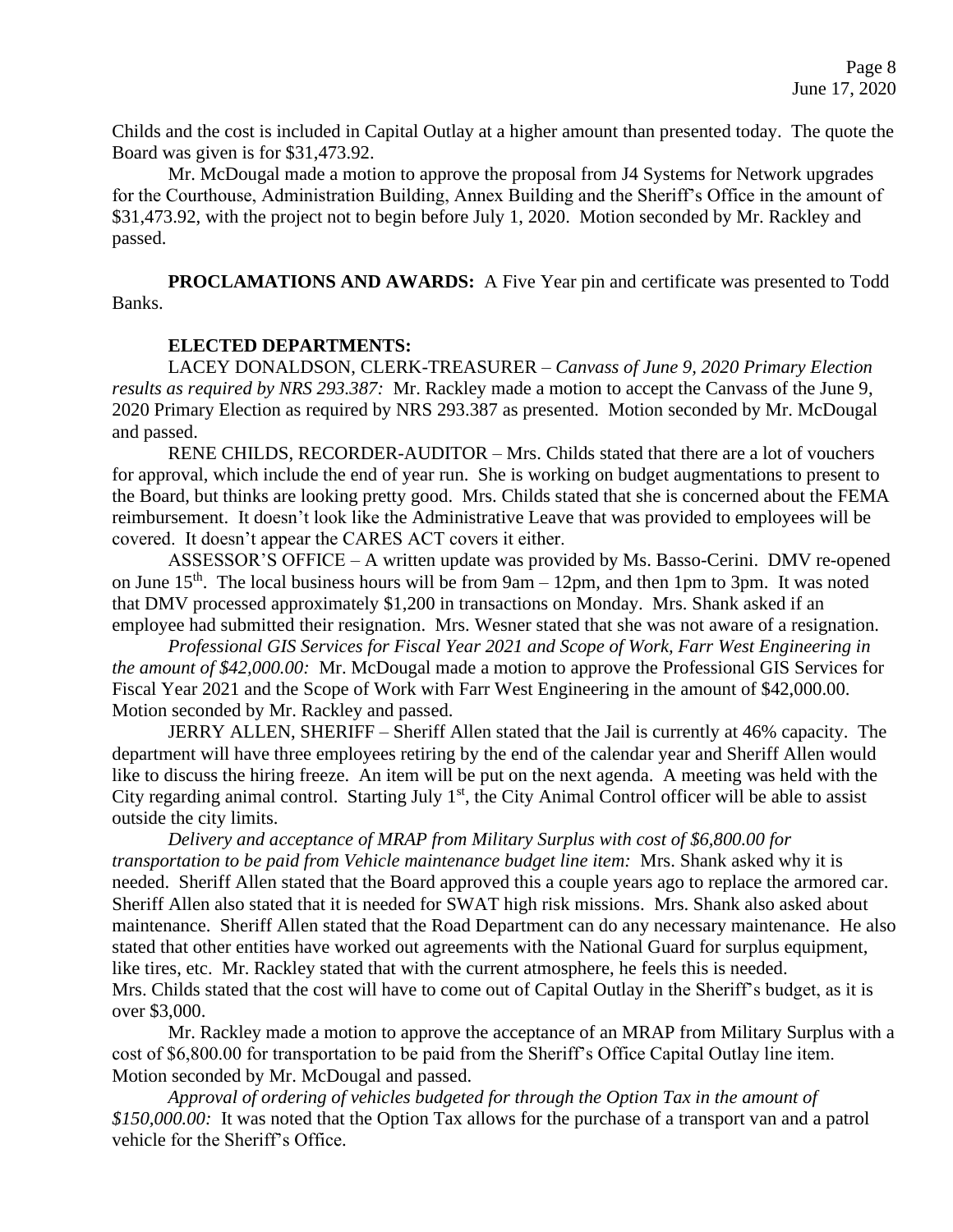Childs and the cost is included in Capital Outlay at a higher amount than presented today. The quote the Board was given is for $31,473.92.

Mr. McDougal made a motion to approve the proposal from J4 Systems for Network upgrades for the Courthouse, Administration Building, Annex Building and the Sheriff's Office in the amount of $31,473.92, with the project not to begin before July 1, 2020. Motion seconded by Mr. Rackley and passed.

**PROCLAMATIONS AND AWARDS:** A Five Year pin and certificate was presented to Todd Banks.

**ELECTED DEPARTMENTS:**

LACEY DONALDSON, CLERK-TREASURER – *Canvass of June 9, 2020 Primary Election results as required by NRS 293.387:* Mr. Rackley made a motion to accept the Canvass of the June 9, 2020 Primary Election as required by NRS 293.387 as presented. Motion seconded by Mr. McDougal and passed.

RENE CHILDS, RECORDER-AUDITOR – Mrs. Childs stated that there are a lot of vouchers for approval, which include the end of year run. She is working on budget augmentations to present to the Board, but thinks are looking pretty good. Mrs. Childs stated that she is concerned about the FEMA reimbursement. It doesn't look like the Administrative Leave that was provided to employees will be covered. It doesn't appear the CARES ACT covers it either.

ASSESSOR'S OFFICE – A written update was provided by Ms. Basso-Cerini. DMV re-opened on June 15th. The local business hours will be from 9am – 12pm, and then 1pm to 3pm. It was noted that DMV processed approximately $1,200 in transactions on Monday. Mrs. Shank asked if an employee had submitted their resignation. Mrs. Wesner stated that she was not aware of a resignation.

*Professional GIS Services for Fiscal Year 2021 and Scope of Work, Farr West Engineering in the amount of $42,000.00:* Mr. McDougal made a motion to approve the Professional GIS Services for Fiscal Year 2021 and the Scope of Work with Farr West Engineering in the amount of $42,000.00. Motion seconded by Mr. Rackley and passed.

JERRY ALLEN, SHERIFF – Sheriff Allen stated that the Jail is currently at 46% capacity. The department will have three employees retiring by the end of the calendar year and Sheriff Allen would like to discuss the hiring freeze. An item will be put on the next agenda. A meeting was held with the City regarding animal control. Starting July 1st, the City Animal Control officer will be able to assist outside the city limits.

*Delivery and acceptance of MRAP from Military Surplus with cost of $6,800.00 for transportation to be paid from Vehicle maintenance budget line item:* Mrs. Shank asked why it is needed. Sheriff Allen stated that the Board approved this a couple years ago to replace the armored car. Sheriff Allen also stated that it is needed for SWAT high risk missions. Mrs. Shank also asked about maintenance. Sheriff Allen stated that the Road Department can do any necessary maintenance. He also stated that other entities have worked out agreements with the National Guard for surplus equipment, like tires, etc. Mr. Rackley stated that with the current atmosphere, he feels this is needed. Mrs. Childs stated that the cost will have to come out of Capital Outlay in the Sheriff's budget, as it is over $3,000.

Mr. Rackley made a motion to approve the acceptance of an MRAP from Military Surplus with a cost of $6,800.00 for transportation to be paid from the Sheriff's Office Capital Outlay line item. Motion seconded by Mr. McDougal and passed.

*Approval of ordering of vehicles budgeted for through the Option Tax in the amount of $150,000.00:* It was noted that the Option Tax allows for the purchase of a transport van and a patrol vehicle for the Sheriff's Office.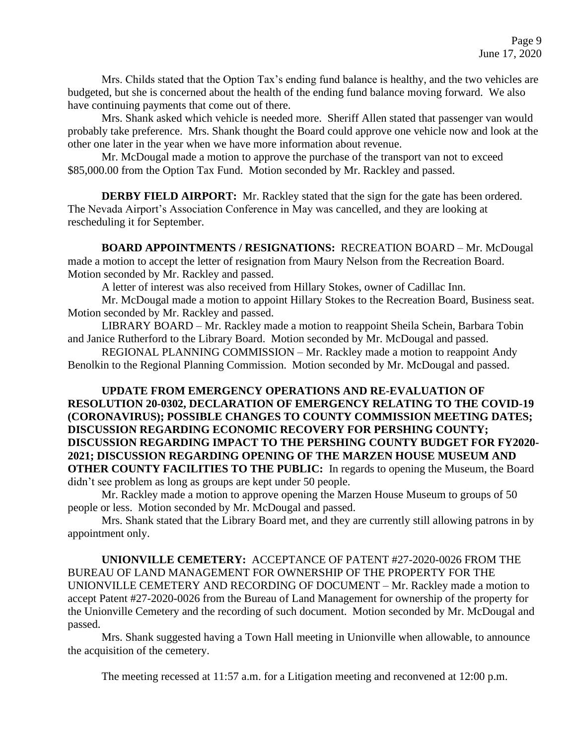Mrs. Childs stated that the Option Tax's ending fund balance is healthy, and the two vehicles are budgeted, but she is concerned about the health of the ending fund balance moving forward. We also have continuing payments that come out of there.

Mrs. Shank asked which vehicle is needed more. Sheriff Allen stated that passenger van would probably take preference. Mrs. Shank thought the Board could approve one vehicle now and look at the other one later in the year when we have more information about revenue.

Mr. McDougal made a motion to approve the purchase of the transport van not to exceed $85,000.00 from the Option Tax Fund. Motion seconded by Mr. Rackley and passed.

**DERBY FIELD AIRPORT:** Mr. Rackley stated that the sign for the gate has been ordered. The Nevada Airport's Association Conference in May was cancelled, and they are looking at rescheduling it for September.

**BOARD APPOINTMENTS / RESIGNATIONS:** RECREATION BOARD – Mr. McDougal made a motion to accept the letter of resignation from Maury Nelson from the Recreation Board. Motion seconded by Mr. Rackley and passed.

A letter of interest was also received from Hillary Stokes, owner of Cadillac Inn.

Mr. McDougal made a motion to appoint Hillary Stokes to the Recreation Board, Business seat. Motion seconded by Mr. Rackley and passed.

LIBRARY BOARD – Mr. Rackley made a motion to reappoint Sheila Schein, Barbara Tobin and Janice Rutherford to the Library Board. Motion seconded by Mr. McDougal and passed.

REGIONAL PLANNING COMMISSION – Mr. Rackley made a motion to reappoint Andy Benolkin to the Regional Planning Commission. Motion seconded by Mr. McDougal and passed.

**UPDATE FROM EMERGENCY OPERATIONS AND RE-EVALUATION OF RESOLUTION 20-0302, DECLARATION OF EMERGENCY RELATING TO THE COVID-19 (CORONAVIRUS); POSSIBLE CHANGES TO COUNTY COMMISSION MEETING DATES; DISCUSSION REGARDING ECONOMIC RECOVERY FOR PERSHING COUNTY; DISCUSSION REGARDING IMPACT TO THE PERSHING COUNTY BUDGET FOR FY2020-2021; DISCUSSION REGARDING OPENING OF THE MARZEN HOUSE MUSEUM AND OTHER COUNTY FACILITIES TO THE PUBLIC:** In regards to opening the Museum, the Board didn't see problem as long as groups are kept under 50 people.

Mr. Rackley made a motion to approve opening the Marzen House Museum to groups of 50 people or less. Motion seconded by Mr. McDougal and passed.

Mrs. Shank stated that the Library Board met, and they are currently still allowing patrons in by appointment only.

**UNIONVILLE CEMETERY:** ACCEPTANCE OF PATENT #27-2020-0026 FROM THE BUREAU OF LAND MANAGEMENT FOR OWNERSHIP OF THE PROPERTY FOR THE UNIONVILLE CEMETERY AND RECORDING OF DOCUMENT – Mr. Rackley made a motion to accept Patent #27-2020-0026 from the Bureau of Land Management for ownership of the property for the Unionville Cemetery and the recording of such document. Motion seconded by Mr. McDougal and passed.

Mrs. Shank suggested having a Town Hall meeting in Unionville when allowable, to announce the acquisition of the cemetery.

The meeting recessed at 11:57 a.m. for a Litigation meeting and reconvened at 12:00 p.m.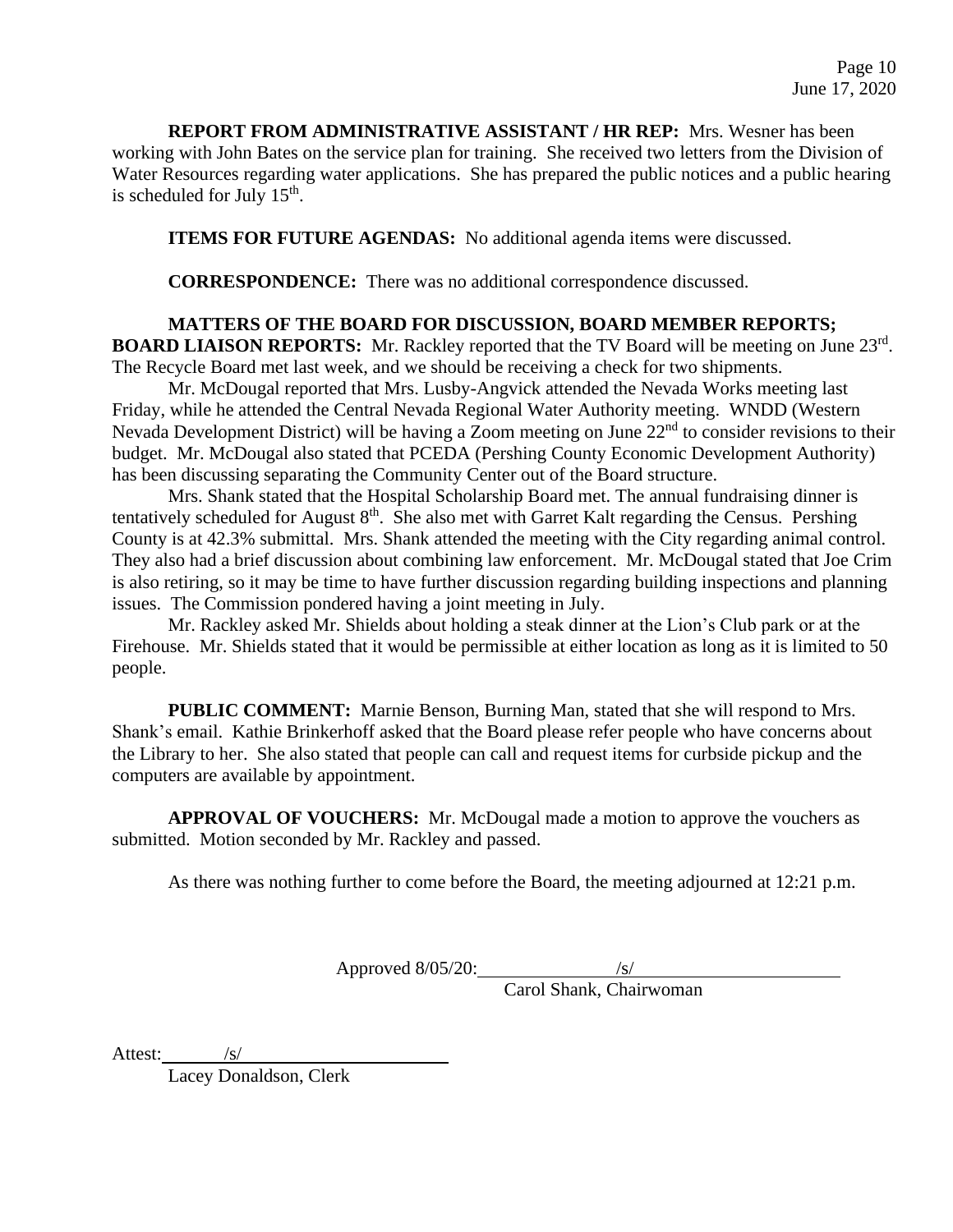**REPORT FROM ADMINISTRATIVE ASSISTANT / HR REP:** Mrs. Wesner has been working with John Bates on the service plan for training. She received two letters from the Division of Water Resources regarding water applications. She has prepared the public notices and a public hearing is scheduled for July 15th.

**ITEMS FOR FUTURE AGENDAS:** No additional agenda items were discussed.

**CORRESPONDENCE:** There was no additional correspondence discussed.

**MATTERS OF THE BOARD FOR DISCUSSION, BOARD MEMBER REPORTS; BOARD LIAISON REPORTS:** Mr. Rackley reported that the TV Board will be meeting on June 23rd. The Recycle Board met last week, and we should be receiving a check for two shipments.

Mr. McDougal reported that Mrs. Lusby-Angvick attended the Nevada Works meeting last Friday, while he attended the Central Nevada Regional Water Authority meeting. WNDD (Western Nevada Development District) will be having a Zoom meeting on June 22nd to consider revisions to their budget. Mr. McDougal also stated that PCEDA (Pershing County Economic Development Authority) has been discussing separating the Community Center out of the Board structure.

Mrs. Shank stated that the Hospital Scholarship Board met. The annual fundraising dinner is tentatively scheduled for August 8th. She also met with Garret Kalt regarding the Census. Pershing County is at 42.3% submittal. Mrs. Shank attended the meeting with the City regarding animal control. They also had a brief discussion about combining law enforcement. Mr. McDougal stated that Joe Crim is also retiring, so it may be time to have further discussion regarding building inspections and planning issues. The Commission pondered having a joint meeting in July.

Mr. Rackley asked Mr. Shields about holding a steak dinner at the Lion's Club park or at the Firehouse. Mr. Shields stated that it would be permissible at either location as long as it is limited to 50 people.

**PUBLIC COMMENT:** Marnie Benson, Burning Man, stated that she will respond to Mrs. Shank's email. Kathie Brinkerhoff asked that the Board please refer people who have concerns about the Library to her. She also stated that people can call and request items for curbside pickup and the computers are available by appointment.

**APPROVAL OF VOUCHERS:** Mr. McDougal made a motion to approve the vouchers as submitted. Motion seconded by Mr. Rackley and passed.

As there was nothing further to come before the Board, the meeting adjourned at 12:21 p.m.

Approved 8/05/20: /s/
Carol Shank, Chairwoman

Attest: /s/
Lacey Donaldson, Clerk